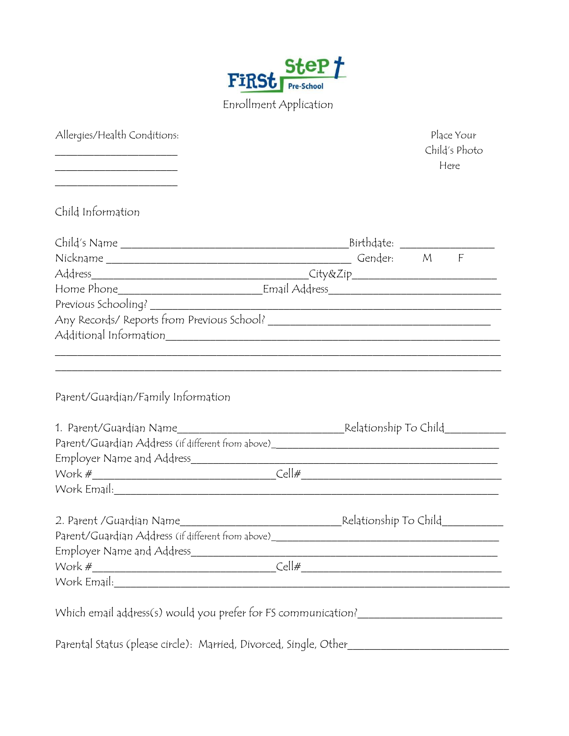# FiRSt StеP Pre-School

Enrollment Application

Allergies/Health Conditions:
______________________
______________________
______________________

Place Your Child's Photo Here

## Child Information

Child's Name ________________________________________ Birthdate: ________________

Nickname ___________________________________________ Gender: M F

Address_____________________________________City&Zip_________________________

Home Phone________________________Email Address______________________________

Previous Schooling? ____________________________________________________________

Any Records/ Reports from Previous School? _______________________________________

Additional Information__________________________________________________________

________________________________________________________________________________

________________________________________________________________________________

## Parent/Guardian/Family Information

1. Parent/Guardian Name______________________________Relationship To Child__________

Parent/Guardian Address (if different from above)________________________________________

Employer Name and Address____________________________________________________

Work #_________________________________Cell#___________________________________

Work Email:________________________________________________________________

2. Parent /Guardian Name_____________________________Relationship To Child__________

Parent/Guardian Address (if different from above)________________________________________

Employer Name and Address____________________________________________________

Work #_________________________________Cell#___________________________________

Work Email:__________________________________________________________________

Which email address(s) would you prefer for FS communication?_________________________

Parental Status (please circle): Married, Divorced, Single, Other____________________________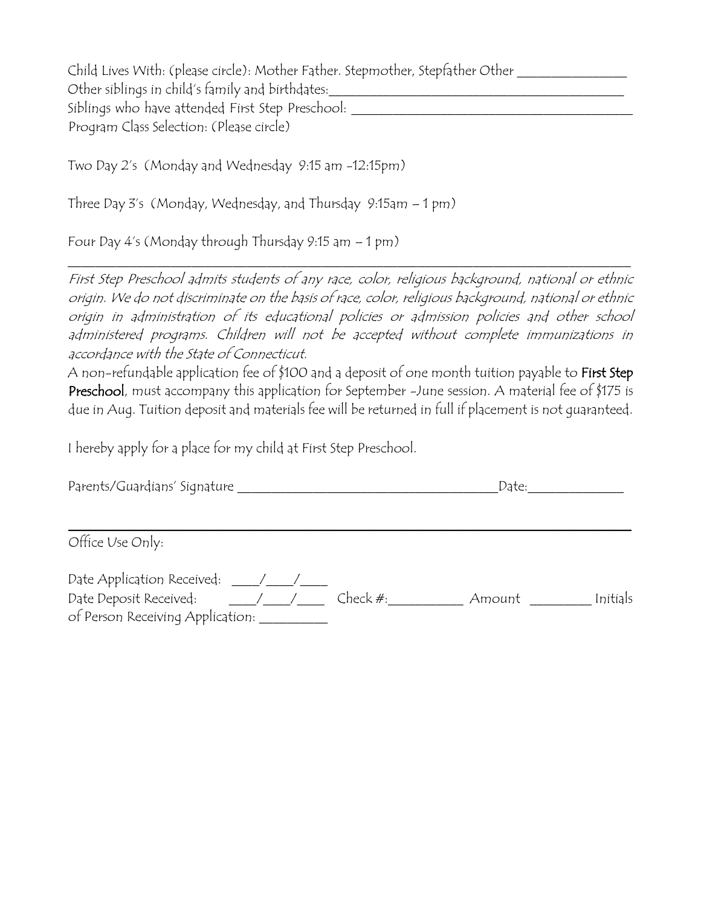Child Lives With: (please circle): Mother Father. Stepmother, Stepfather Other ________________
Other siblings in child's family and birthdates:_____________________________________________
Siblings who have attended First Step Preschool: _____________________________________________
Program Class Selection: (Please circle)

Two Day 2's (Monday and Wednesday 9:15 am -12:15pm)

Three Day 3's (Monday, Wednesday, and Thursday 9:15am – 1 pm)

Four Day 4's (Monday through Thursday 9:15 am – 1 pm)

---

*First Step Preschool admits students of any race, color, religious background, national or ethnic origin. We do not discriminate on the basis of race, color, religious background, national or ethnic origin in administration of its educational policies or admission policies and other school administered programs. Children will not be accepted without complete immunizations in accordance with the State of Connecticut.*

A non-refundable application fee of $100 and a deposit of one month tuition payable to **First Step Preschool**, must accompany this application for September -June session. A material fee of $175 is due in Aug. Tuition deposit and materials fee will be returned in full if placement is not guaranteed.

I hereby apply for a place for my child at First Step Preschool.

Parents/Guardians' Signature ________________________________________Date:_______________

---

Office Use Only:

Date Application Received: ____/____/____
Date Deposit Received: ____/____/____ Check #:___________ Amount _________ Initials of Person Receiving Application: __________